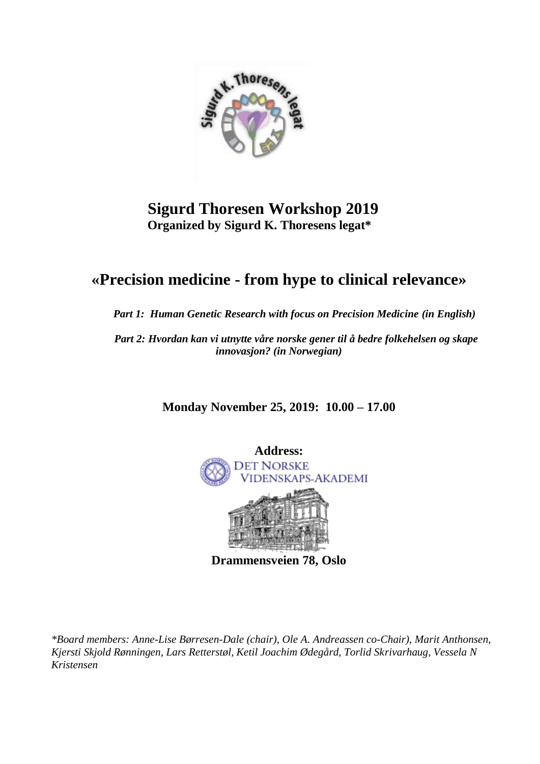# Sigurd Thoresen Workshop 2019

**Organized by Sigurd K. Thoresens legat***

## «Precision medicine - from hype to clinical relevance»

***Part 1: Human Genetic Research with focus on Precision Medicine (in English)***

***Part 2: Hvordan kan vi utnytte våre norske gener til å bedre folkehelsen og skape innovasjon? (in Norwegian)***

**Monday November 25, 2019: 10.00 – 17.00**

**Address:**

DET NORSKE VIDENSKAPS-AKADEMI

**Drammensveien 78, Oslo**

**Board members: Anne-Lise Børresen-Dale (chair), Ole A. Andreassen co-Chair), Marit Anthonsen, Kjersti Skjold Rønningen, Lars Retterstøl, Ketil Joachim Ødegård, Torlid Skrivarhaug, Vessela N Kristensen*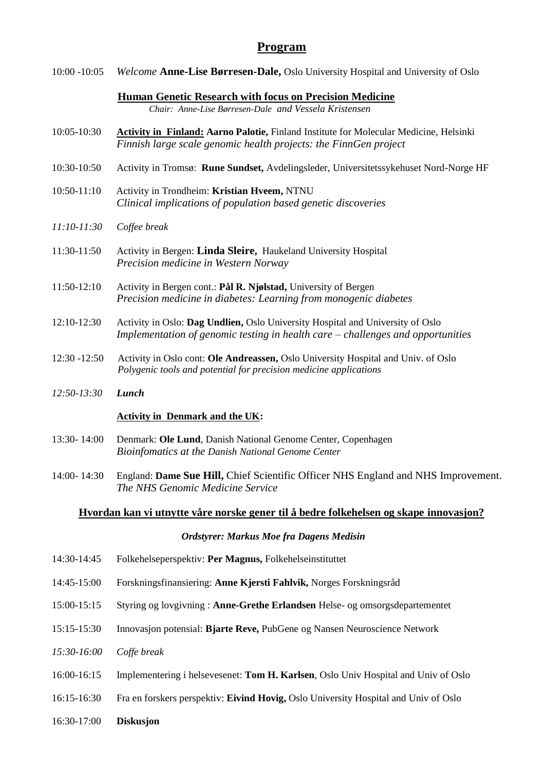# Program

10:00 -10:05 *Welcome* **Anne-Lise Børresen-Dale,** Oslo University Hospital and University of Oslo

## Human Genetic Research with focus on Precision Medicine

*Chair: Anne-Lise Børresen-Dale and Vessela Kristensen*

10:05-10:30 **Activity in Finland: Aarno Palotie,** Finland Institute for Molecular Medicine, Helsinki
*Finnish large scale genomic health projects: the FinnGen project*

10:30-10:50 Activity in Tromsø: **Rune Sundset,** Avdelingsleder, Universitetssykehuset Nord-Norge HF

10:50-11:10 Activity in Trondheim: **Kristian Hveem,** NTNU
*Clinical implications of population based genetic discoveries*

*11:10-11:30 Coffee break*

11:30-11:50 Activity in Bergen: **Linda Sleire,** Haukeland University Hospital
*Precision medicine in Western Norway*

11:50-12:10 Activity in Bergen cont.: **Pål R. Njølstad,** University of Bergen
*Precision medicine in diabetes: Learning from monogenic diabetes*

12:10-12:30 Activity in Oslo: **Dag Undlien,** Oslo University Hospital and University of Oslo
*Implementation of genomic testing in health care – challenges and opportunities*

12:30 -12:50 Activity in Oslo cont: **Ole Andreassen,** Oslo University Hospital and Univ. of Oslo
*Polygenic tools and potential for precision medicine applications*

*12:50-13:30* ***Lunch***

**Activity in Denmark and the UK:**

13:30- 14:00 Denmark: **Ole Lund**, Danish National Genome Center, Copenhagen
*Bioinfomatics at the Danish National Genome Center*

14:00- 14:30 England: **Dame Sue Hill,** Chief Scientific Officer NHS England and NHS Improvement.
*The NHS Genomic Medicine Service*

## Hvordan kan vi utnytte våre norske gener til å bedre folkehelsen og skape innovasjon?

***Ordstyrer: Markus Moe fra Dagens Medisin***

14:30-14:45 Folkehelseperspektiv: **Per Magnus,** Folkehelseinstituttet

14:45-15:00 Forskningsfinansiering: **Anne Kjersti Fahlvik,** Norges Forskningsråd

15:00-15:15 Styring og lovgivning : **Anne-Grethe Erlandsen** Helse- og omsorgsdepartementet

15:15-15:30 Innovasjon potensial: **Bjarte Reve,** PubGene og Nansen Neuroscience Network

*15:30-16:00 Coffe break*

16:00-16:15 Implementering i helsevesenet: **Tom H. Karlsen**, Oslo Univ Hospital and Univ of Oslo

16:15-16:30 Fra en forskers perspektiv: **Eivind Hovig,** Oslo University Hospital and Univ of Oslo

16:30-17:00 **Diskusjon**